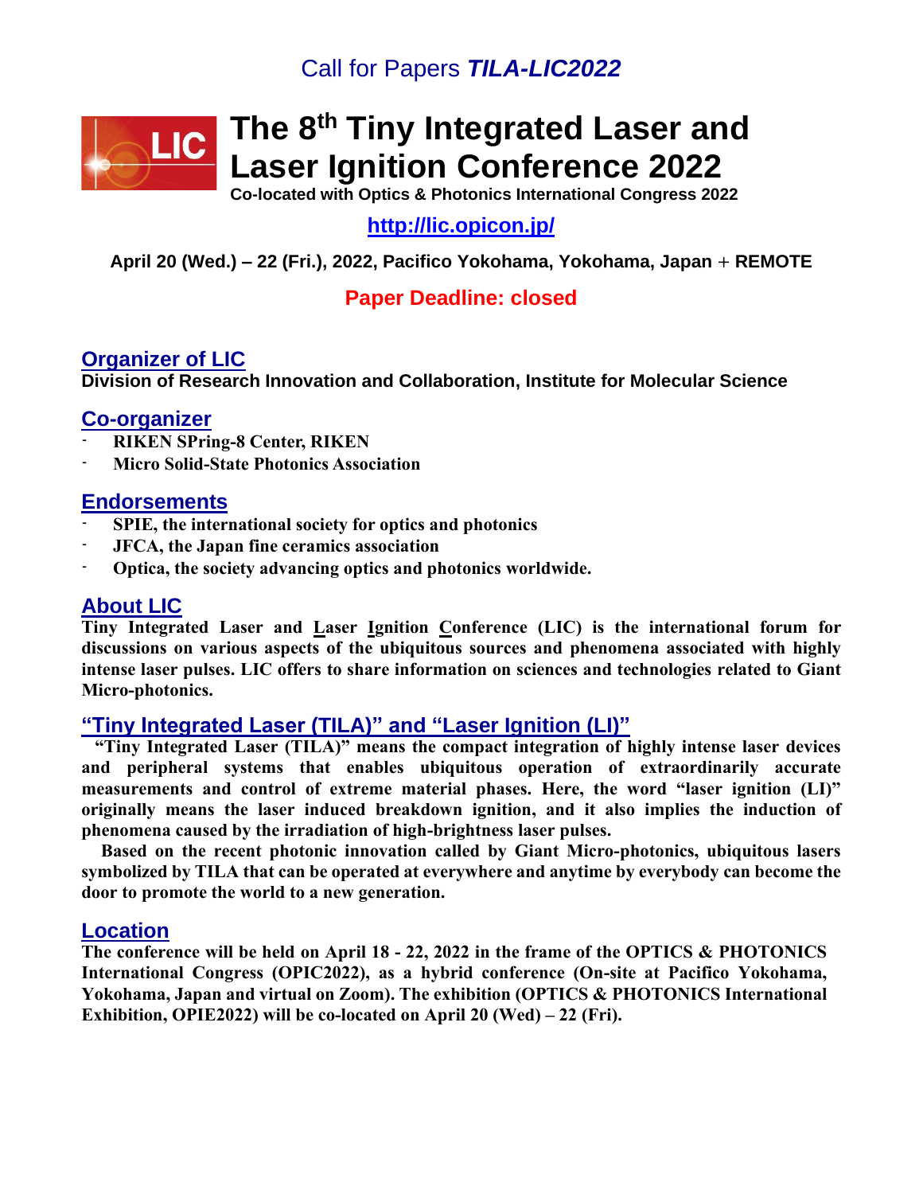Call for Papers ***TILA-LIC2022***

# The 8th Tiny Integrated Laser and Laser Ignition Conference 2022

**Co-located with Optics & Photonics International Congress 2022**

**http://lic.opicon.jp/**

**April 20 (Wed.) – 22 (Fri.), 2022, Pacifico Yokohama, Yokohama, Japan + REMOTE**

**Paper Deadline: closed**

## Organizer of LIC

**Division of Research Innovation and Collaboration, Institute for Molecular Science**

## Co-organizer

- **RIKEN SPring-8 Center, RIKEN**
- **Micro Solid-State Photonics Association**

## Endorsements

- **SPIE, the international society for optics and photonics**
- **JFCA, the Japan fine ceramics association**
- **Optica, the society advancing optics and photonics worldwide.**

## About LIC

**Tiny Integrated Laser and Laser Ignition Conference (LIC) is the international forum for discussions on various aspects of the ubiquitous sources and phenomena associated with highly intense laser pulses. LIC offers to share information on sciences and technologies related to Giant Micro-photonics.**

## "Tiny Integrated Laser (TILA)" and "Laser Ignition (LI)"

**"Tiny Integrated Laser (TILA)" means the compact integration of highly intense laser devices and peripheral systems that enables ubiquitous operation of extraordinarily accurate measurements and control of extreme material phases. Here, the word "laser ignition (LI)" originally means the laser induced breakdown ignition, and it also implies the induction of phenomena caused by the irradiation of high-brightness laser pulses.**

**Based on the recent photonic innovation called by Giant Micro-photonics, ubiquitous lasers symbolized by TILA that can be operated at everywhere and anytime by everybody can become the door to promote the world to a new generation.**

## Location

**The conference will be held on April 18 - 22, 2022 in the frame of the OPTICS & PHOTONICS International Congress (OPIC2022), as a hybrid conference (On-site at Pacifico Yokohama, Yokohama, Japan and virtual on Zoom). The exhibition (OPTICS & PHOTONICS International Exhibition, OPIE2022) will be co-located on April 20 (Wed) – 22 (Fri).**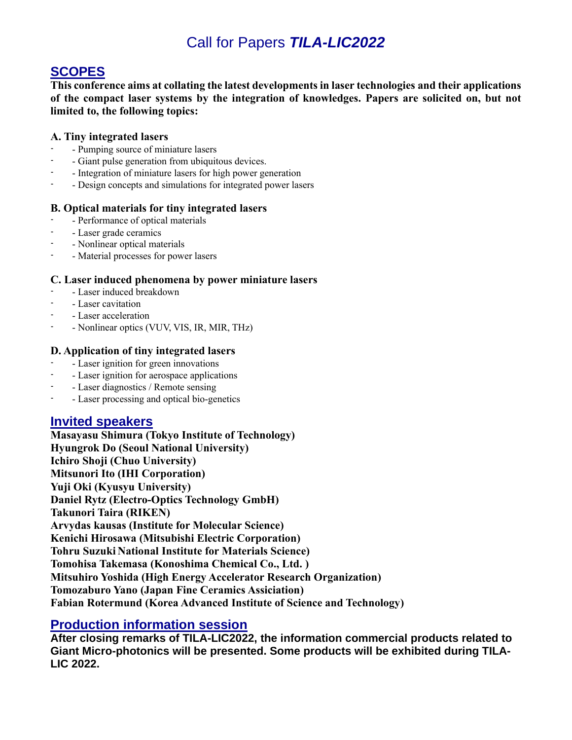# Call for Papers ***TILA-LIC2022***

## SCOPES

**This conference aims at collating the latest developments in laser technologies and their applications of the compact laser systems by the integration of knowledges. Papers are solicited on, but not limited to, the following topics:**

### A. Tiny integrated lasers

- - Pumping source of miniature lasers
- - Giant pulse generation from ubiquitous devices.
- - Integration of miniature lasers for high power generation
- - Design concepts and simulations for integrated power lasers

### B. Optical materials for tiny integrated lasers

- - Performance of optical materials
- - Laser grade ceramics
- - Nonlinear optical materials
- - Material processes for power lasers

### C. Laser induced phenomena by power miniature lasers

- - Laser induced breakdown
- - Laser cavitation
- - Laser acceleration
- - Nonlinear optics (VUV, VIS, IR, MIR, THz)

### D. Application of tiny integrated lasers

- - Laser ignition for green innovations
- - Laser ignition for aerospace applications
- - Laser diagnostics / Remote sensing
- - Laser processing and optical bio-genetics

## Invited speakers

**Masayasu Shimura (Tokyo Institute of Technology)**
**Hyungrok Do (Seoul National University)**
**Ichiro Shoji (Chuo University)**
**Mitsunori Ito (IHI Corporation)**
**Yuji Oki (Kyusyu University)**
**Daniel Rytz (Electro-Optics Technology GmbH)**
**Takunori Taira (RIKEN)**
**Arvydas kausas (Institute for Molecular Science)**
**Kenichi Hirosawa (Mitsubishi Electric Corporation)**
**Tohru Suzuki National Institute for Materials Science)**
**Tomohisa Takemasa (Konoshima Chemical Co., Ltd. )**
**Mitsuhiro Yoshida (High Energy Accelerator Research Organization)**
**Tomozaburo Yano (Japan Fine Ceramics Assiciation)**
**Fabian Rotermund (Korea Advanced Institute of Science and Technology)**

## Production information session

**After closing remarks of TILA-LIC2022, the information commercial products related to Giant Micro-photonics will be presented. Some products will be exhibited during TILA-LIC 2022.**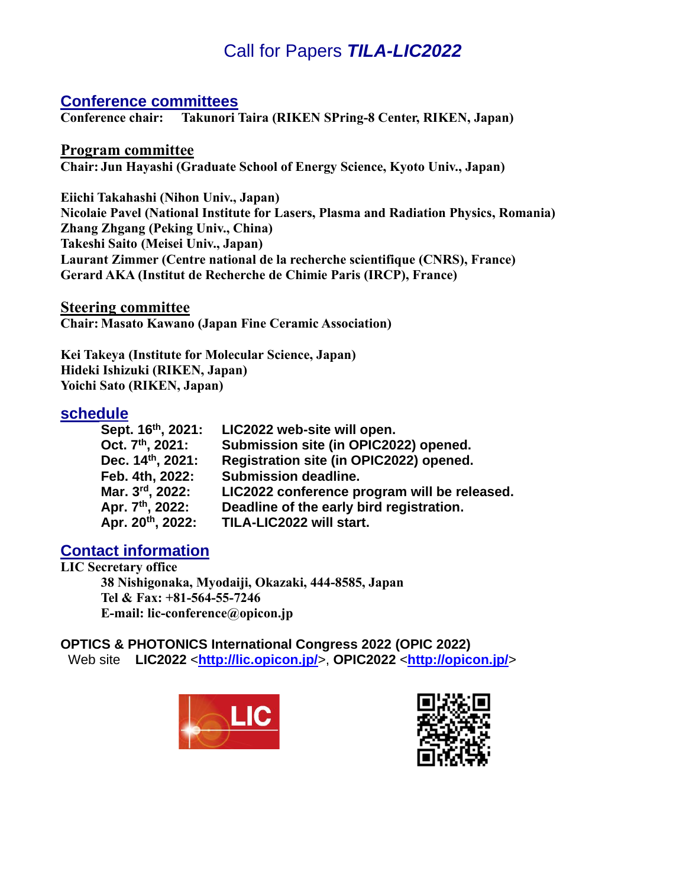# Call for Papers ***TILA-LIC2022***

## Conference committees

**Conference chair: Takunori Taira (RIKEN SPring-8 Center, RIKEN, Japan)**

### Program committee

**Chair: Jun Hayashi (Graduate School of Energy Science, Kyoto Univ., Japan)**

**Eiichi Takahashi (Nihon Univ., Japan)**
**Nicolaie Pavel (National Institute for Lasers, Plasma and Radiation Physics, Romania)**
**Zhang Zhgang (Peking Univ., China)**
**Takeshi Saito (Meisei Univ., Japan)**
**Laurant Zimmer (Centre national de la recherche scientifique (CNRS), France)**
**Gerard AKA (Institut de Recherche de Chimie Paris (IRCP), France)**

### Steering committee

**Chair: Masato Kawano (Japan Fine Ceramic Association)**

**Kei Takeya (Institute for Molecular Science, Japan)**
**Hideki Ishizuki (RIKEN, Japan)**
**Yoichi Sato (RIKEN, Japan)**

## schedule

| | |
|---|---|
| **Sept. 16th, 2021:** | **LIC2022 web-site will open.** |
| **Oct. 7th, 2021:** | **Submission site (in OPIC2022) opened.** |
| **Dec. 14th, 2021:** | **Registration site (in OPIC2022) opened.** |
| **Feb. 4th, 2022:** | **Submission deadline.** |
| **Mar. 3rd, 2022:** | **LIC2022 conference program will be released.** |
| **Apr. 7th, 2022:** | **Deadline of the early bird registration.** |
| **Apr. 20th, 2022:** | **TILA-LIC2022 will start.** |

## Contact information

**LIC Secretary office**

**38 Nishigonaka, Myodaiji, Okazaki, 444-8585, Japan**
**Tel & Fax: +81-564-55-7246**
**E-mail: lic-conference@opicon.jp**

**OPTICS & PHOTONICS International Congress 2022 (OPIC 2022)**

Web site **LIC2022** <**http://lic.opicon.jp/**>, **OPIC2022** <**http://opicon.jp/**>